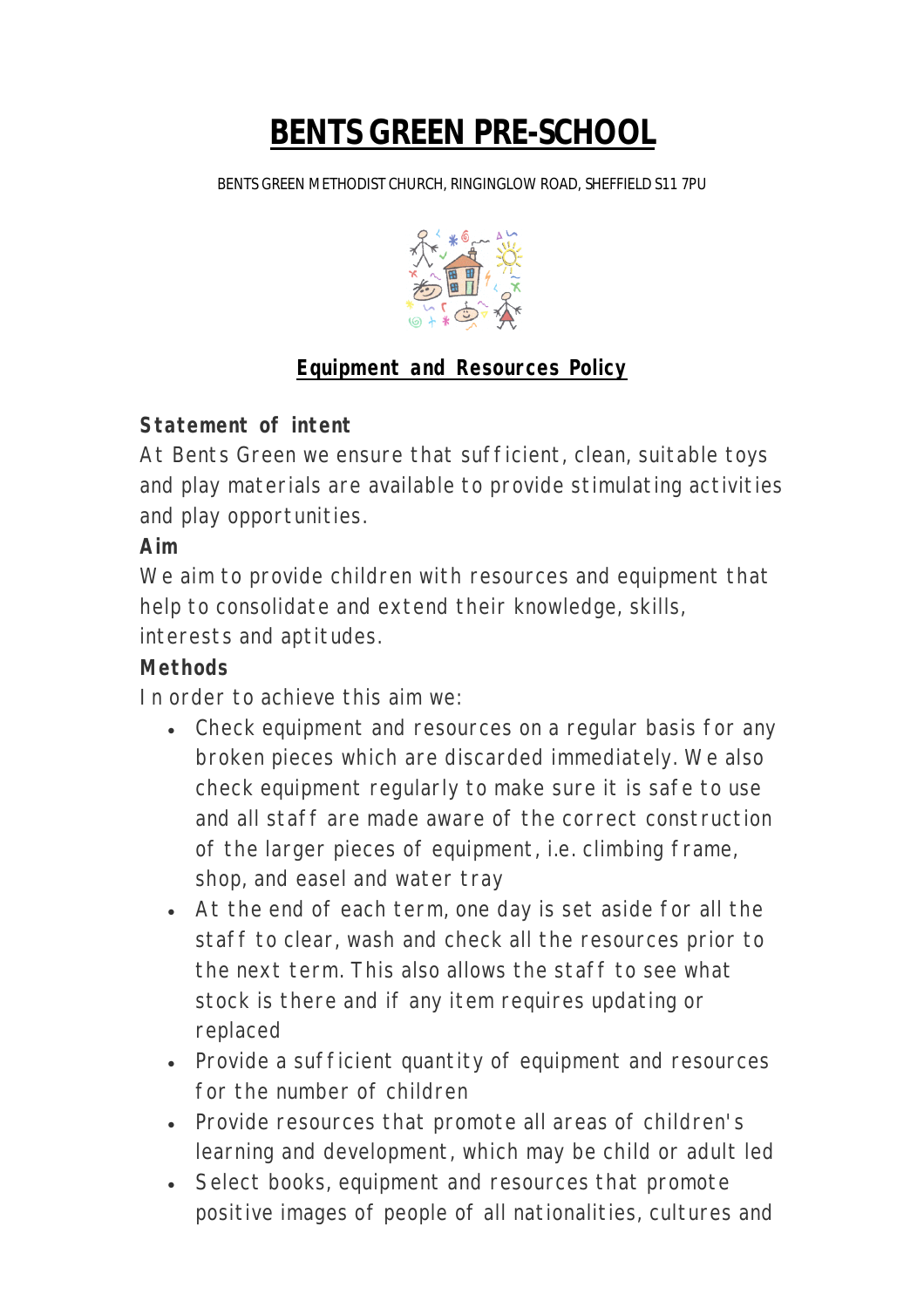# BENTS GREEN PRE-SCHOOL

BENTS GREEN METHODIST CHURCH, RINGINGLOW ROAD, SHEFFIELD S11 7PU

## Equipment and Resources Policy

**Statement of intent**

At Bents Green we ensure that sufficient, clean, suitable toys and play materials are available to provide stimulating activities and play opportunities.

**Aim**

We aim to provide children with resources and equipment that help to consolidate and extend their knowledge, skills, interests and aptitudes.

**Methods**

In order to achieve this aim we:

- Check equipment and resources on a regular basis for any broken pieces which are discarded immediately. We also check equipment regularly to make sure it is safe to use and all staff are made aware of the correct construction of the larger pieces of equipment, i.e. climbing frame, shop, and easel and water tray
- At the end of each term, one day is set aside for all the staff to clear, wash and check all the resources prior to the next term. This also allows the staff to see what stock is there and if any item requires updating or replaced
- Provide a sufficient quantity of equipment and resources for the number of children
- Provide resources that promote all areas of children's learning and development, which may be child or adult led
- Select books, equipment and resources that promote positive images of people of all nationalities, cultures and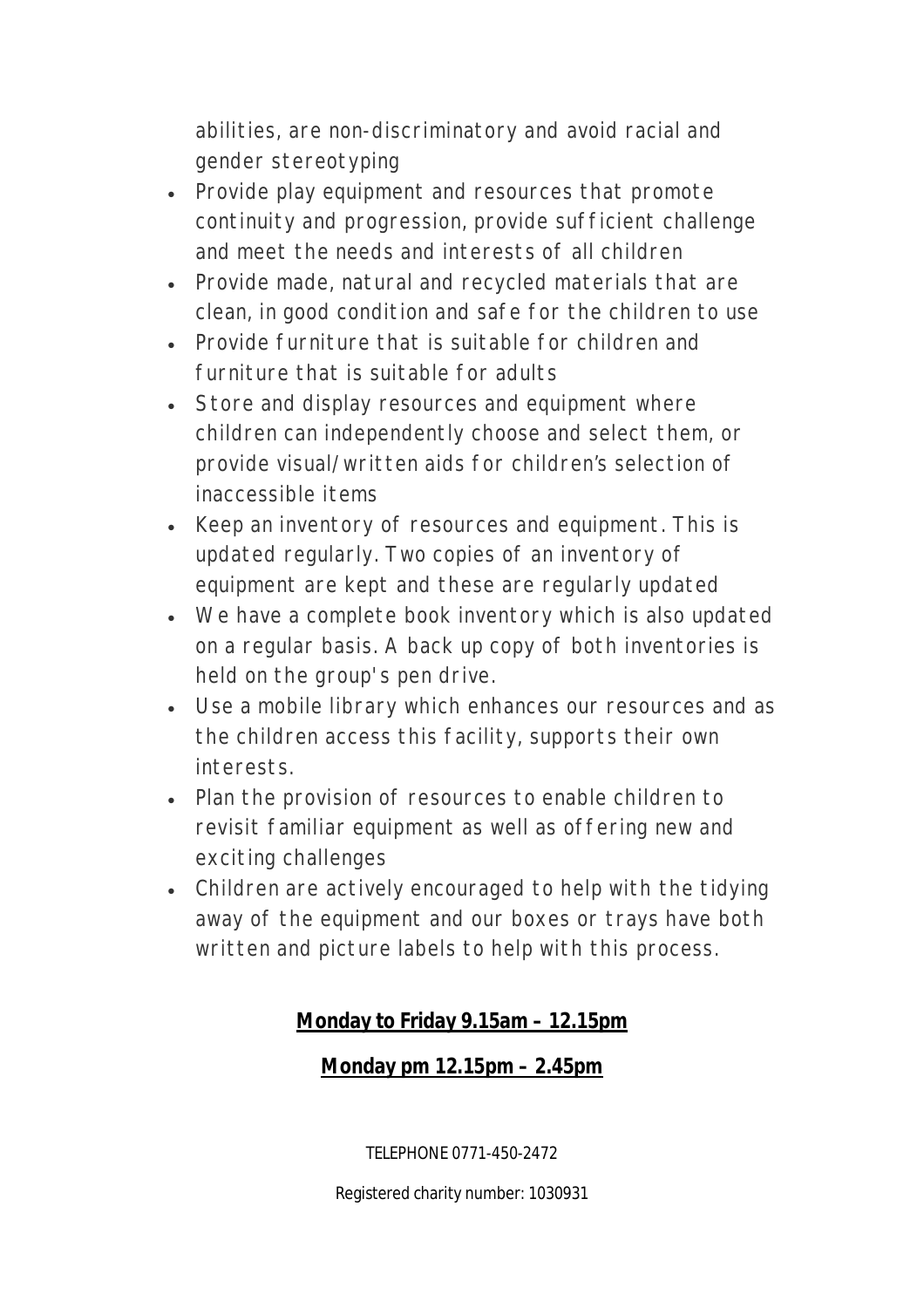abilities, are non-discriminatory and avoid racial and gender stereotyping

- Provide play equipment and resources that promote continuity and progression, provide sufficient challenge and meet the needs and interests of all children
- Provide made, natural and recycled materials that are clean, in good condition and safe for the children to use
- Provide furniture that is suitable for children and furniture that is suitable for adults
- Store and display resources and equipment where children can independently choose and select them, or provide visual/written aids for children's selection of inaccessible items
- Keep an inventory of resources and equipment. This is updated regularly. Two copies of an inventory of equipment are kept and these are regularly updated
- We have a complete book inventory which is also updated on a regular basis. A back up copy of both inventories is held on the group's pen drive.
- Use a mobile library which enhances our resources and as the children access this facility, supports their own interests.
- Plan the provision of resources to enable children to revisit familiar equipment as well as offering new and exciting challenges
- Children are actively encouraged to help with the tidying away of the equipment and our boxes or trays have both written and picture labels to help with this process.

**Monday to Friday 9.15am – 12.15pm**

**Monday pm 12.15pm – 2.45pm**

TELEPHONE 0771-450-2472

Registered charity number: 1030931